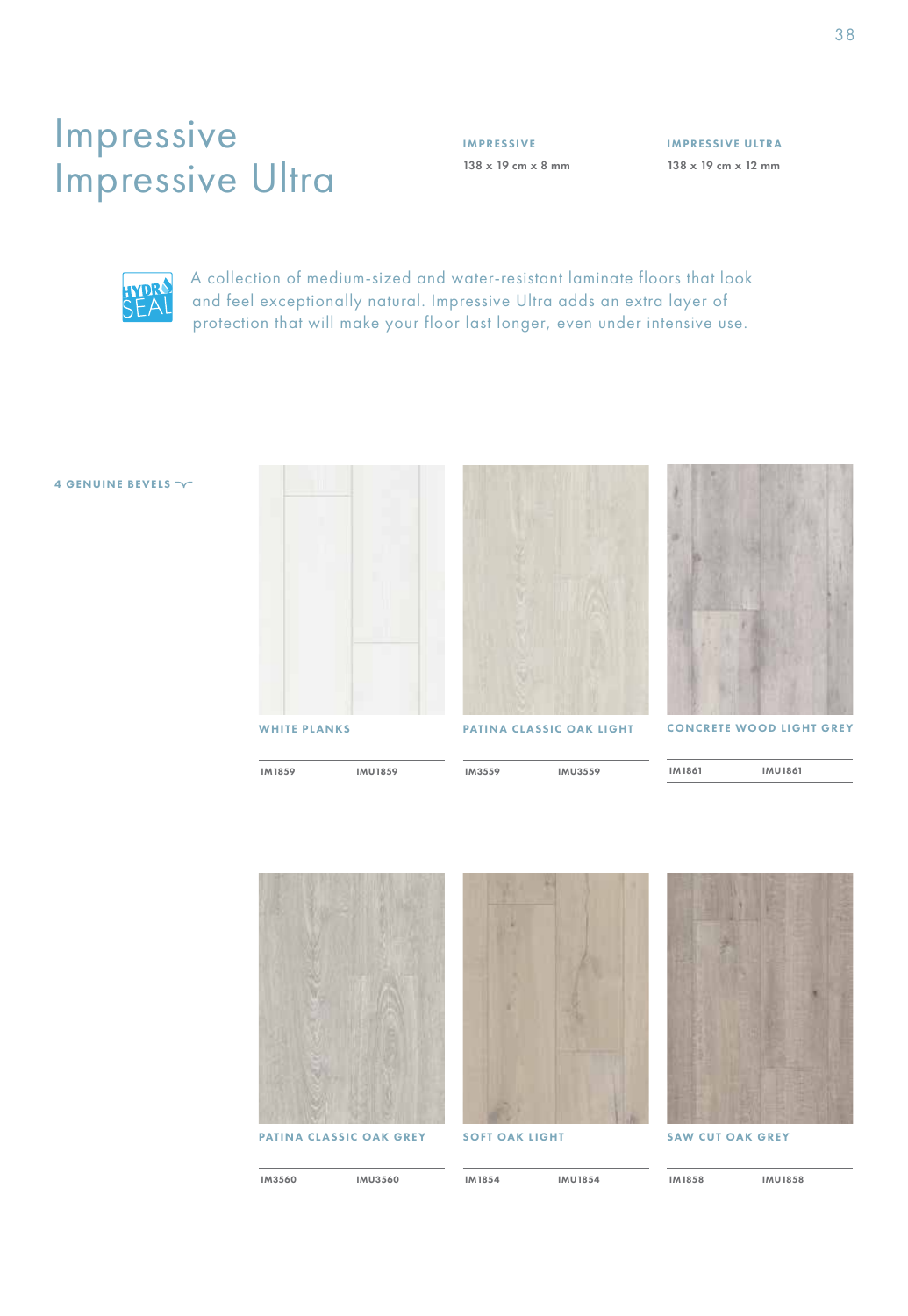# Impressive
# Impressive Ultra

**IMPRESSIVE**
138 x 19 cm x 8 mm

**IMPRESSIVE ULTRA**
138 x 19 cm x 12 mm

HYDRO SEAL

A collection of medium-sized and water-resistant laminate floors that look and feel exceptionally natural. Impressive Ultra adds an extra layer of protection that will make your floor last longer, even under intensive use.

**4 GENUINE BEVELS**

**WHITE PLANKS**

| | |
|---|---|
| IM1859 | IMU1859 |

**PATINA CLASSIC OAK LIGHT**

| | |
|---|---|
| IM3559 | IMU3559 |

**CONCRETE WOOD LIGHT GREY**

| | |
|---|---|
| IM1861 | IMU1861 |

**PATINA CLASSIC OAK GREY**

| | |
|---|---|
| IM3560 | IMU3560 |

**SOFT OAK LIGHT**

| | |
|---|---|
| IM1854 | IMU1854 |

**SAW CUT OAK GREY**

| | |
|---|---|
| IM1858 | IMU1858 |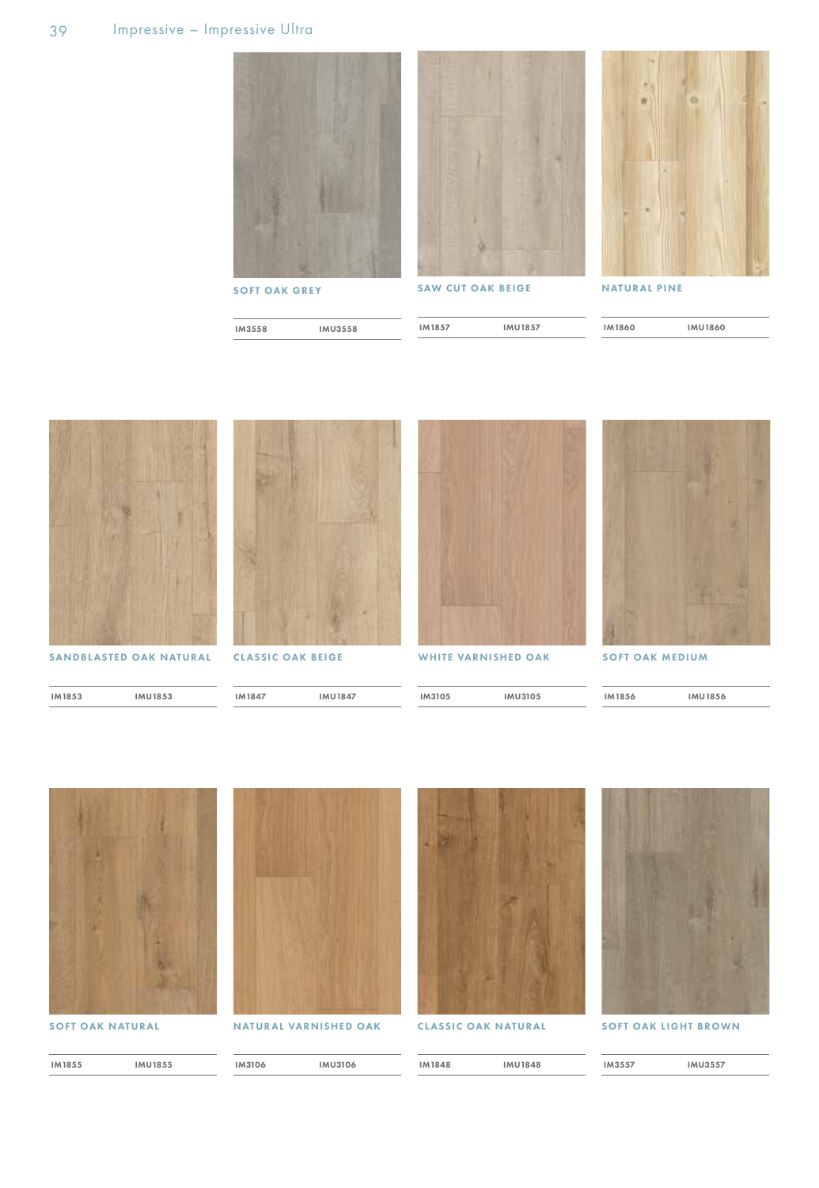SOFT OAK GREY

| IM3558 | IMU3558 |
|---|---|

SAW CUT OAK BEIGE

| IM1857 | IMU1857 |
|---|---|

NATURAL PINE

| IM1860 | IMU1860 |
|---|---|

SANDBLASTED OAK NATURAL

| IM1853 | IMU1853 |
|---|---|

CLASSIC OAK BEIGE

| IM1847 | IMU1847 |
|---|---|

WHITE VARNISHED OAK

| IM3105 | IMU3105 |
|---|---|

SOFT OAK MEDIUM

| IM1856 | IMU1856 |
|---|---|

SOFT OAK NATURAL

| IM1855 | IMU1855 |
|---|---|

NATURAL VARNISHED OAK

| IM3106 | IMU3106 |
|---|---|

CLASSIC OAK NATURAL

| IM1848 | IMU1848 |
|---|---|

SOFT OAK LIGHT BROWN

| IM3557 | IMU3557 |
|---|---|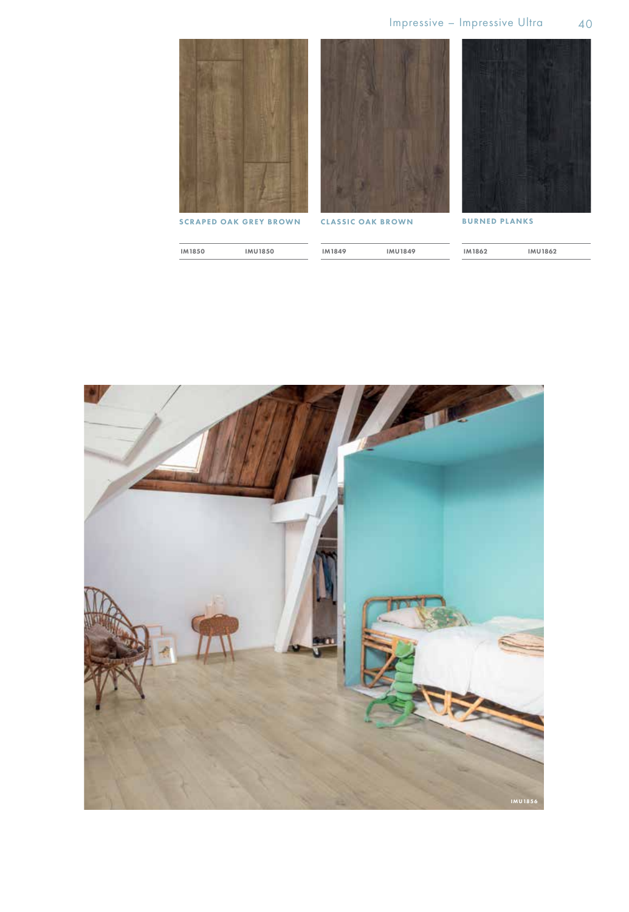**SCRAPED OAK GREY BROWN**

| | |
|---|---|
| IM1850 | IMU1850 |

**CLASSIC OAK BROWN**

| | |
|---|---|
| IM1849 | IMU1849 |

**BURNED PLANKS**

| | |
|---|---|
| IM1862 | IMU1862 |

IMU1856